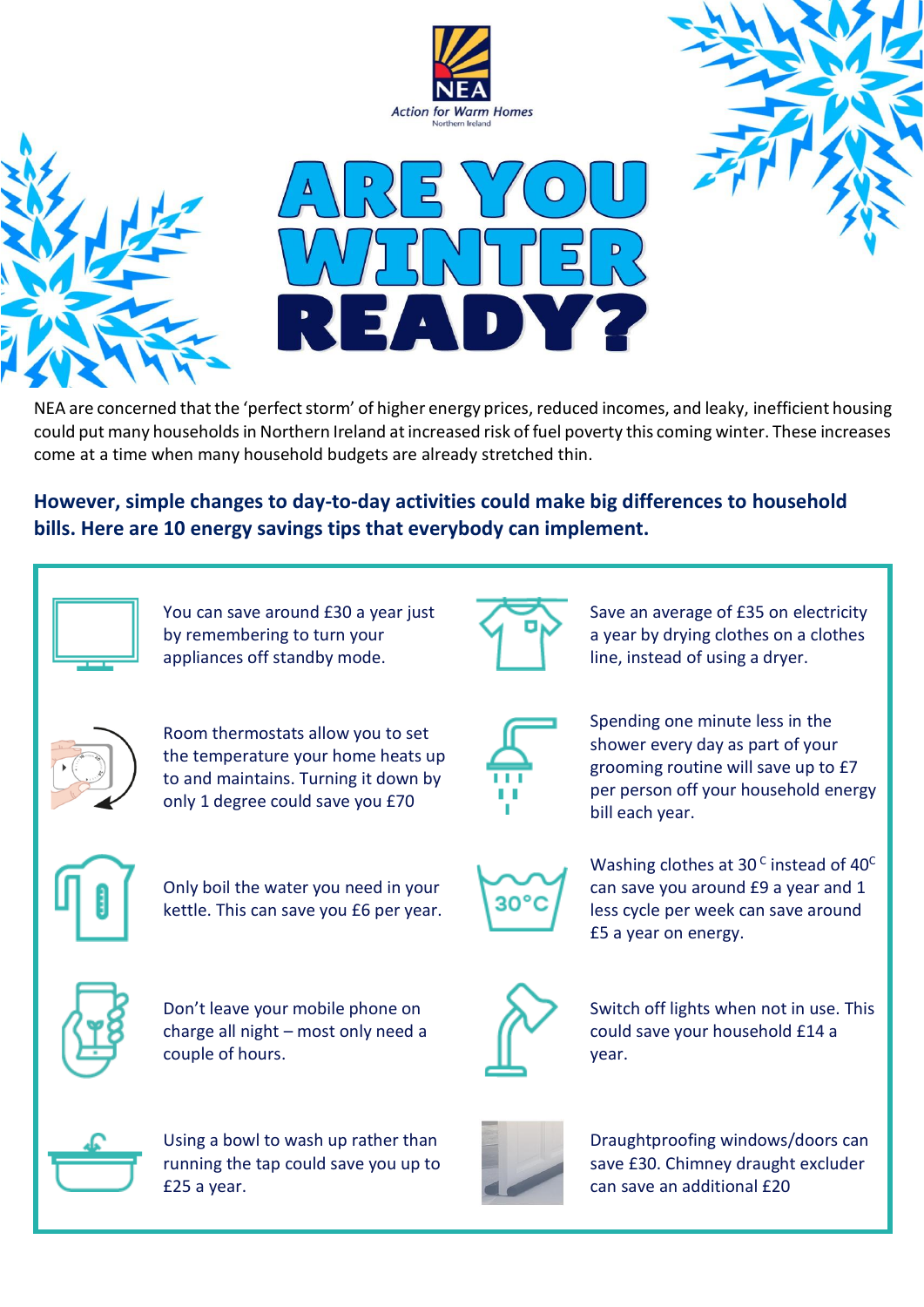NEA

Action for Warm Homes
Northern Ireland

# ARE YOU WINTER READY?

NEA are concerned that the 'perfect storm' of higher energy prices, reduced incomes, and leaky, inefficient housing could put many households in Northern Ireland at increased risk of fuel poverty this coming winter. These increases come at a time when many household budgets are already stretched thin.

**However, simple changes to day-to-day activities could make big differences to household bills. Here are 10 energy savings tips that everybody can implement.**

- You can save around £30 a year just by remembering to turn your appliances off standby mode.
- Save an average of £35 on electricity a year by drying clothes on a clothes line, instead of using a dryer.
- Room thermostats allow you to set the temperature your home heats up to and maintains. Turning it down by only 1 degree could save you £70
- Spending one minute less in the shower every day as part of your grooming routine will save up to £7 per person off your household energy bill each year.
- Only boil the water you need in your kettle. This can save you £6 per year.
- Washing clothes at $30^{C}$ instead of $40^{C}$ can save you around £9 a year and 1 less cycle per week can save around £5 a year on energy.
- Don't leave your mobile phone on charge all night – most only need a couple of hours.
- Switch off lights when not in use. This could save your household £14 a year.
- Using a bowl to wash up rather than running the tap could save you up to £25 a year.
- Draughtproofing windows/doors can save £30. Chimney draught excluder can save an additional £20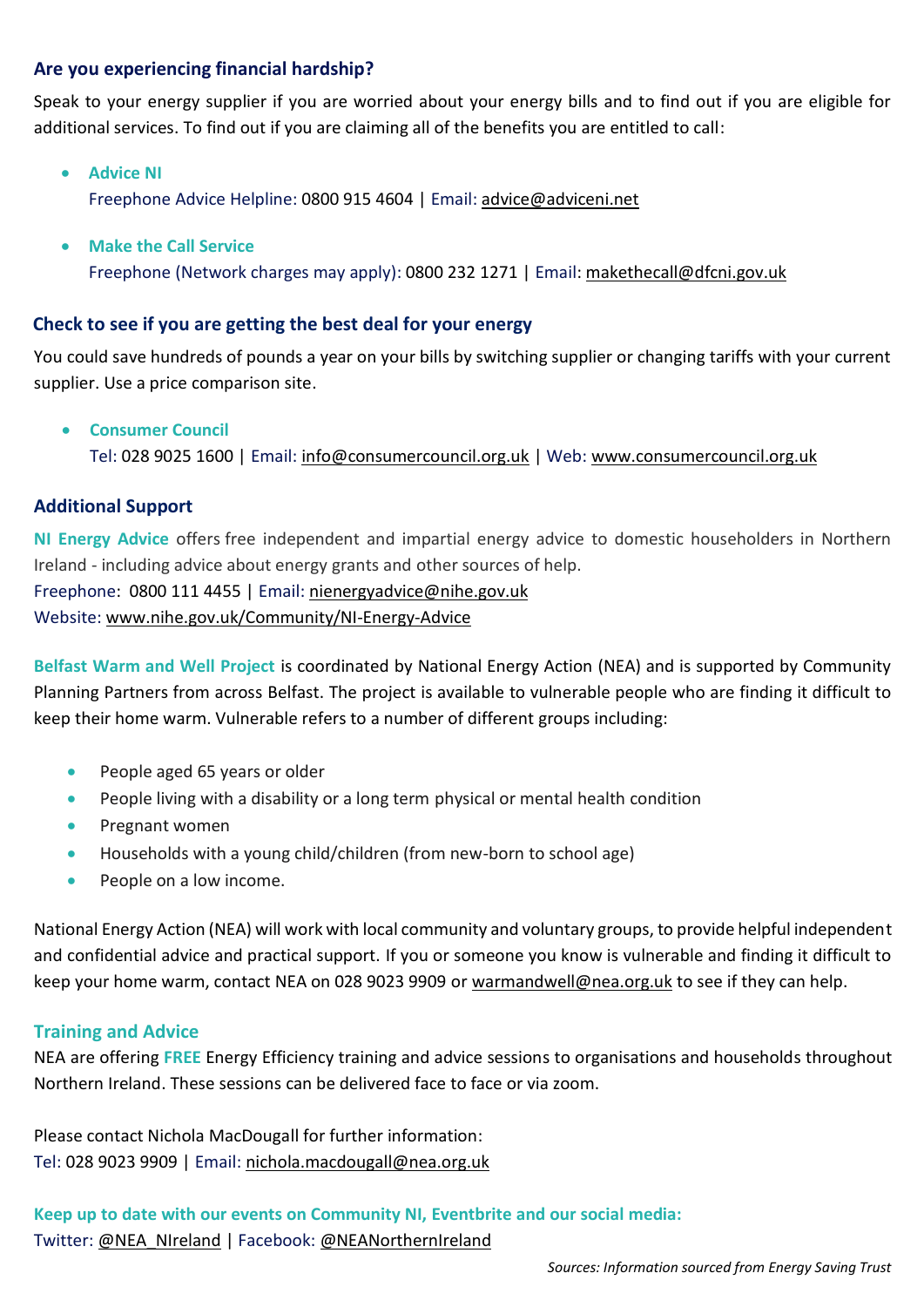### Are you experiencing financial hardship?

Speak to your energy supplier if you are worried about your energy bills and to find out if you are eligible for additional services. To find out if you are claiming all of the benefits you are entitled to call:

- **Advice NI**
  Freephone Advice Helpline: 0800 915 4604 | Email: advice@adviceni.net

- **Make the Call Service**
  Freephone (Network charges may apply): 0800 232 1271 | Email: makethecall@dfcni.gov.uk

### Check to see if you are getting the best deal for your energy

You could save hundreds of pounds a year on your bills by switching supplier or changing tariffs with your current supplier. Use a price comparison site.

- **Consumer Council**
  Tel: 028 9025 1600 | Email: info@consumercouncil.org.uk | Web: www.consumercouncil.org.uk

### Additional Support

**NI Energy Advice** offers free independent and impartial energy advice to domestic householders in Northern Ireland - including advice about energy grants and other sources of help.
Freephone: 0800 111 4455 | Email: nienergyadvice@nihe.gov.uk
Website: www.nihe.gov.uk/Community/NI-Energy-Advice

**Belfast Warm and Well Project** is coordinated by National Energy Action (NEA) and is supported by Community Planning Partners from across Belfast. The project is available to vulnerable people who are finding it difficult to keep their home warm. Vulnerable refers to a number of different groups including:

- People aged 65 years or older
- People living with a disability or a long term physical or mental health condition
- Pregnant women
- Households with a young child/children (from new-born to school age)
- People on a low income.

National Energy Action (NEA) will work with local community and voluntary groups, to provide helpful independent and confidential advice and practical support. If you or someone you know is vulnerable and finding it difficult to keep your home warm, contact NEA on 028 9023 9909 or warmandwell@nea.org.uk to see if they can help.

### Training and Advice

NEA are offering **FREE** Energy Efficiency training and advice sessions to organisations and households throughout Northern Ireland. These sessions can be delivered face to face or via zoom.

Please contact Nichola MacDougall for further information:
Tel: 028 9023 9909 | Email: nichola.macdougall@nea.org.uk

**Keep up to date with our events on Community NI, Eventbrite and our social media:**
Twitter: @NEA_NIreland | Facebook: @NEANorthernIreland

*Sources: Information sourced from Energy Saving Trust*